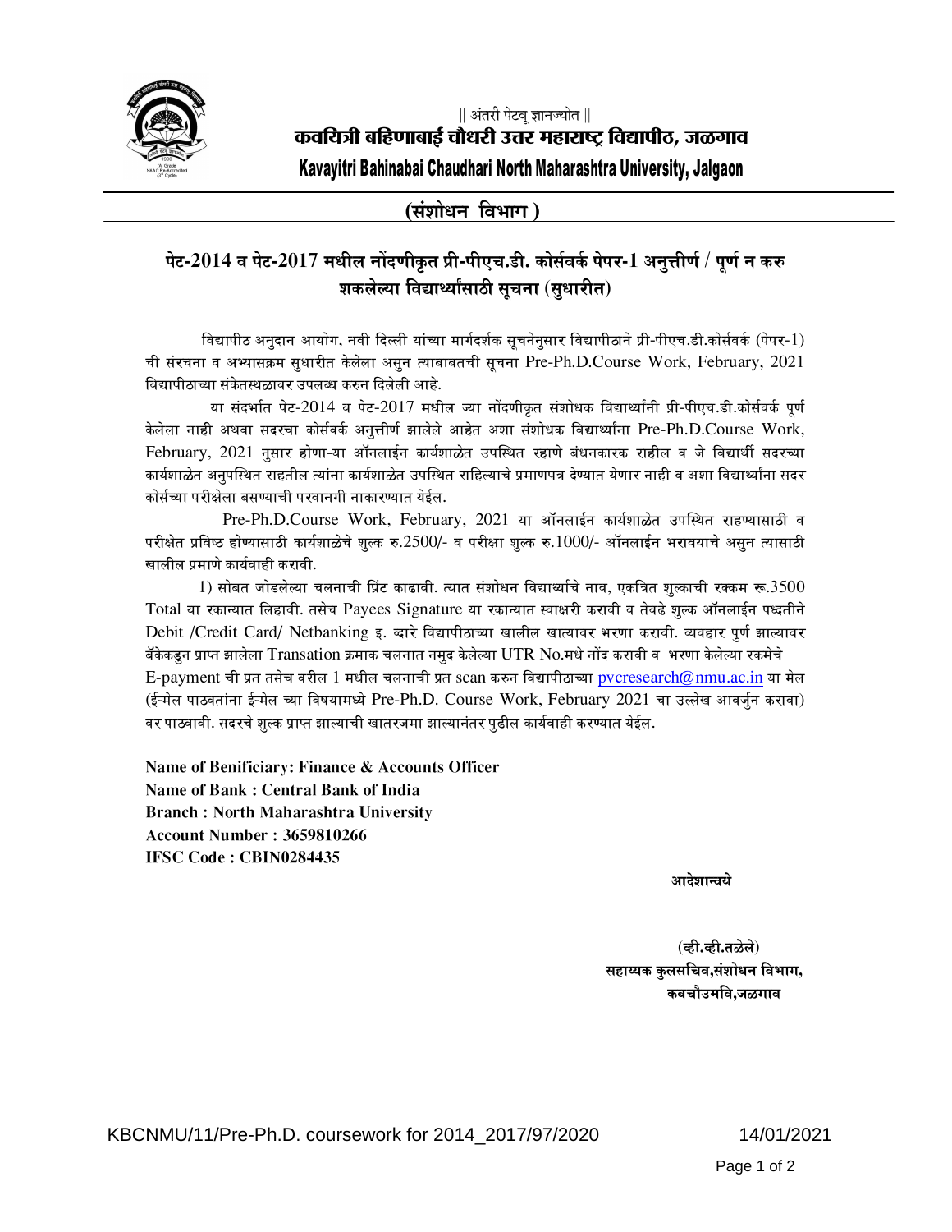|| अंतरी पेटवू ज्ञानज्योत ||

**कवयित्री बहिणाबाई चौधरी उत्तर महाराष्ट्र विद्यापीठ, जळगाव**

**Kavayitri Bahinabai Chaudhari North Maharashtra University, Jalgaon**

## (संशोधन विभाग)

## पेट-2014 व पेट-2017 मधील नोंदणीकृत प्री-पीएच.डी. कोर्सवर्क पेपर-1 अनुत्तीर्ण / पूर्ण न करु शकलेल्या विद्यार्थ्यांसाठी सूचना (सुधारीत)

विद्यापीठ अनुदान आयोग, नवी दिल्ली यांच्या मार्गदर्शक सूचनेनुसार विद्यापीठाने प्री-पीएच.डी.कोर्सवर्क (पेपर-1) ची संरचना व अभ्यासक्रम सुधारीत केलेला असुन त्याबाबतची सूचना Pre-Ph.D.Course Work, February, 2021 विद्यापीठाच्या संकेतस्थळावर उपलब्ध करुन दिलेली आहे.

या संदर्भात पेट-2014 व पेट-2017 मधील ज्या नोंदणीकृत संशोधक विद्यार्थ्यांनी प्री-पीएच.डी.कोर्सवर्क पूर्ण केलेला नाही अथवा सदरचा कोर्सवर्क अनुत्तीर्ण झालेले आहेत अशा संशोधक विद्यार्थ्यांना Pre-Ph.D.Course Work, February, 2021 नुसार होणा-या ऑनलाईन कार्यशाळेत उपस्थित रहाणे बंधनकारक राहील व जे विद्यार्थी सदरच्या कार्यशाळेत अनुपस्थित राहतील त्यांना कार्यशाळेत उपस्थित राहिल्याचे प्रमाणपत्र देण्यात येणार नाही व अशा विद्यार्थ्यांना सदर कोर्सच्या परीक्षेला बसण्याची परवानगी नाकारण्यात येईल.

Pre-Ph.D.Course Work, February, 2021 या ऑनलाईन कार्यशाळेत उपस्थित राहण्यासाठी व परीक्षेत प्रविष्ठ होण्यासाठी कार्यशाळेचे शुल्क रु.2500/- व परीक्षा शुल्क रु.1000/- ऑनलाईन भरावयाचे असुन त्यासाठी खालील प्रमाणे कार्यवाही करावी.

1) सोबत जोडलेल्या चलनाची प्रिंट काढावी. त्यात संशोधन विद्यार्थ्याचे नाव, एकत्रित शुल्काची रक्कम रू.3500 Total या रकान्यात लिहावी. तसेच Payees Signature या रकान्यात स्वाक्षरी करावी व तेवढे शुल्क ऑनलाईन पध्दतीने Debit /Credit Card/ Netbanking इ. व्दारे विद्यापीठाच्या खालील खात्यावर भरणा करावी. व्यवहार पुर्ण झाल्यावर बँकेकडुन प्राप्त झालेला Transation क्रमाक चलनात नमुद केलेल्या UTR No.मधे नोंद करावी व भरणा केलेल्या रकमेचे E-payment ची प्रत तसेच वरील 1 मधील चलनाची प्रत scan करुन विद्यापीठाच्या pvcresearch@nmu.ac.in या मेल (ईन्मेल पाठवतांना ईन्मेल च्या विषयामध्ये Pre-Ph.D. Course Work, February 2021 चा उल्लेख आवर्जुन करावा) वर पाठवावी. सदरचे शुल्क प्राप्त झाल्याची खातरजमा झाल्यानंतर पुढील कार्यवाही करण्यात येईल.

**Name of Benificiary: Finance & Accounts Officer**
**Name of Bank : Central Bank of India**
**Branch : North Maharashtra University**
**Account Number : 3659810266**
**IFSC Code : CBIN0284435**

**आदेशान्वये**

**(व्ही.व्ही.तळेले)**
**सहाय्यक कुलसचिव,संशोधन विभाग,**
**कबचौउमवि,जळगाव**

KBCNMU/11/Pre-Ph.D. coursework for 2014_2017/97/2020 14/01/2021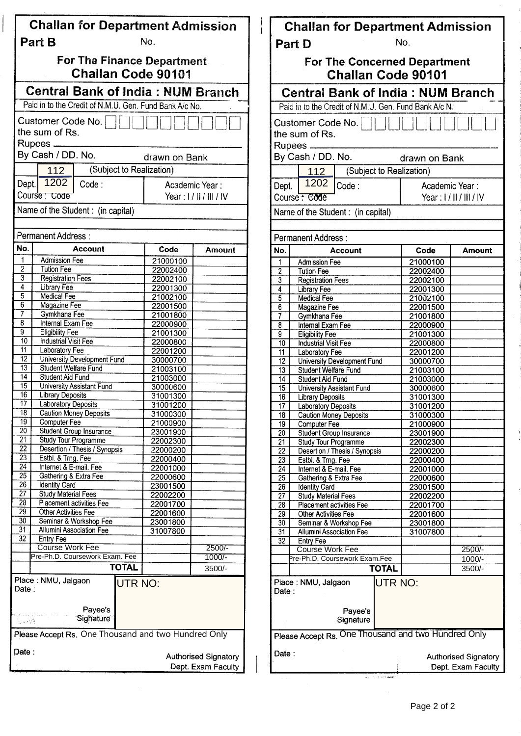## Challan for Department Admission

**Part B** No.

**For The Finance Department**
**Challan Code 90101**

## Central Bank of India : NUM Branch

Paid in to the Credit of N.M.U. Gen. Fund Bank A/c No.

Customer Code No.
the sum of Rs.
Rupees
By Cash / DD. No. drawn on Bank

112 (Subject to Realization)

Dept. 1202 Code : Academic Year :
Course : Code Year : I / II / III / IV

Name of the Student : (in capital)

Permanent Address :

| No. | Account | Code | Amount |
|---|---|---|---|
| 1 | Admission Fee | 21000100 | |
| 2 | Tution Fee | 22002400 | |
| 3 | Registration Fees | 22002100 | |
| 4 | Library Fee | 22001300 | |
| 5 | Medical Fee | 21002100 | |
| 6 | Magazine Fee | 22001500 | |
| 7 | Gymkhana Fee | 21001800 | |
| 8 | Internal Exam Fee | 22000900 | |
| 9 | Eligibility Fee | 21001300 | |
| 10 | Industrial Visit Fee | 22000800 | |
| 11 | Laboratory Fee | 22001200 | |
| 12 | University Development Fund | 30000700 | |
| 13 | Student Welfare Fund | 21003100 | |
| 14 | Student Aid Fund | 21003000 | |
| 15 | University Assistant Fund | 30000600 | |
| 16 | Library Deposits | 31001300 | |
| 17 | Laboratory Deposits | 31001200 | |
| 18 | Caution Money Deposits | 31000300 | |
| 19 | Computer Fee | 21000900 | |
| 20 | Student Group Insurance | 23001900 | |
| 21 | Study Tour Programme | 22002300 | |
| 22 | Desertion / Thesis / Synopsis | 22000200 | |
| 23 | Estbl. & Trng. Fee | 22000400 | |
| 24 | Internet & E-mail. Fee | 22001000 | |
| 25 | Gathering & Extra Fee | 22000600 | |
| 26 | Identity Card | 23001500 | |
| 27 | Study Material Fees | 22002200 | |
| 28 | Placement activities Fee | 22001700 | |
| 29 | Other Activities Fee | 22001600 | |
| 30 | Seminar & Workshop Fee | 23001800 | |
| 31 | Allumini Association Fee | 31007800 | |
| 32 | Entry Fee | | |
| | Course Work Fee | | 2500/- |
| | Pre-Ph.D. Coursework Exam. Fee | | 1000/- |
| | **TOTAL** | | 3500/- |

Place : NMU, Jalgaon
Date :

UTR NO:

Payee's Signature

Please Accept Rs. One Thousand and two Hundred Only

Date :

Authorised Signatory
Dept. Exam Faculty

## Challan for Department Admission

**Part D** No.

**For The Concerned Department**
**Challan Code 90101**

## Central Bank of India : NUM Branch

Paid in to the Credit of N.M.U. Gen. Fund Bank A/c N.

Customer Code No.
the sum of Rs.
Rupees
By Cash / DD. No. drawn on Bank

112 (Subject to Realization)

Dept. 1202 Code : Academic Year :
Course : Code Year : I / II / III / IV

Name of the Student : (in capital)

Permanent Address :

| No. | Account | Code | Amount |
|---|---|---|---|
| 1 | Admission Fee | 21000100 | |
| 2 | Tution Fee | 22002400 | |
| 3 | Registration Fees | 22002100 | |
| 4 | Library Fee | 22001300 | |
| 5 | Medical Fee | 21002100 | |
| 6 | Magazine Fee | 22001500 | |
| 7 | Gymkhana Fee | 21001800 | |
| 8 | Internal Exam Fee | 22000900 | |
| 9 | Eligibility Fee | 21001300 | |
| 10 | Industrial Visit Fee | 22000800 | |
| 11 | Laboratory Fee | 22001200 | |
| 12 | University Development Fund | 30000700 | |
| 13 | Student Welfare Fund | 21003100 | |
| 14 | Student Aid Fund | 21003000 | |
| 15 | University Assistant Fund | 30000600 | |
| 16 | Library Deposits | 31001300 | |
| 17 | Laboratory Deposits | 31001200 | |
| 18 | Caution Money Deposits | 31000300 | |
| 19 | Computer Fee | 21000900 | |
| 20 | Student Group Insurance | 23001900 | |
| 21 | Study Tour Programme | 22002300 | |
| 22 | Desertion / Thesis / Synopsis | 22000200 | |
| 23 | Estbl. & Trng. Fee | 22000400 | |
| 24 | Internet & E-mail. Fee | 22001000 | |
| 25 | Gathering & Extra Fee | 22000600 | |
| 26 | Identity Card | 23001500 | |
| 27 | Study Material Fees | 22002200 | |
| 28 | Placement activities Fee | 22001700 | |
| 29 | Other Activities Fee | 22001600 | |
| 30 | Seminar & Workshop Fee | 23001800 | |
| 31 | Allumini Association Fee | 31007800 | |
| 32 | Entry Fee | | |
| | Course Work Fee | | 2500/- |
| | Pre-Ph.D. Coursework Exam.Fee | | 1000/- |
| | **TOTAL** | | 3500/- |

Place : NMU, Jalgaon
Date :

UTR NO:

Payee's Signature

Please Accept Rs. One Thousand and two Hundred Only

Date :

Authorised Signatory
Dept. Exam Faculty